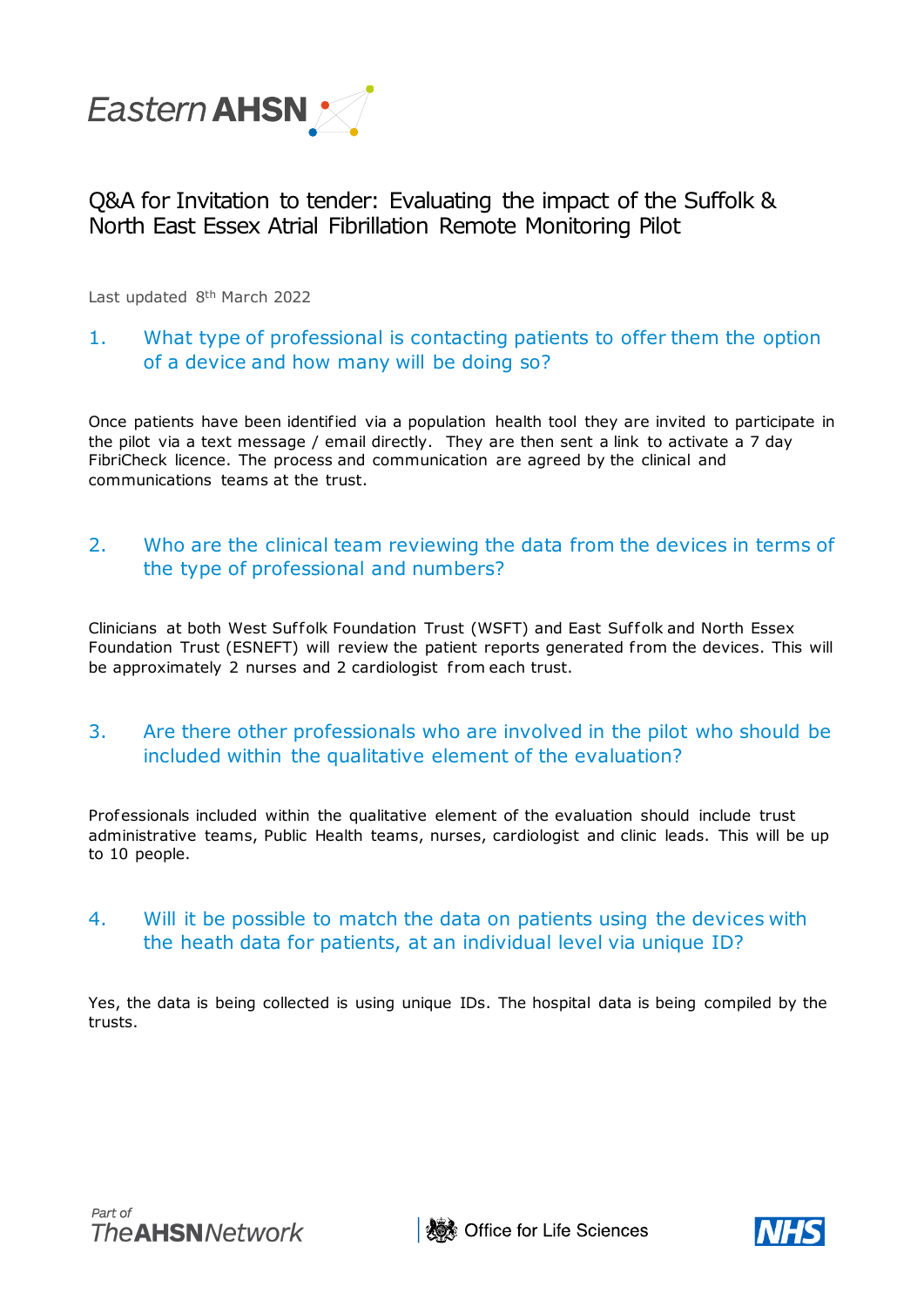Eastern AHSN

# Q&A for Invitation to tender: Evaluating the impact of the Suffolk & North East Essex Atrial Fibrillation Remote Monitoring Pilot

Last updated 8th March 2022

## 1. What type of professional is contacting patients to offer them the option of a device and how many will be doing so?

Once patients have been identified via a population health tool they are invited to participate in the pilot via a text message / email directly. They are then sent a link to activate a 7 day FibriCheck licence. The process and communication are agreed by the clinical and communications teams at the trust.

## 2. Who are the clinical team reviewing the data from the devices in terms of the type of professional and numbers?

Clinicians at both West Suffolk Foundation Trust (WSFT) and East Suffolk and North Essex Foundation Trust (ESNEFT) will review the patient reports generated from the devices. This will be approximately 2 nurses and 2 cardiologist from each trust.

## 3. Are there other professionals who are involved in the pilot who should be included within the qualitative element of the evaluation?

Professionals included within the qualitative element of the evaluation should include trust administrative teams, Public Health teams, nurses, cardiologist and clinic leads. This will be up to 10 people.

## 4. Will it be possible to match the data on patients using the devices with the heath data for patients, at an individual level via unique ID?

Yes, the data is being collected is using unique IDs. The hospital data is being compiled by the trusts.

Part of The AHSN Network | Office for Life Sciences | NHS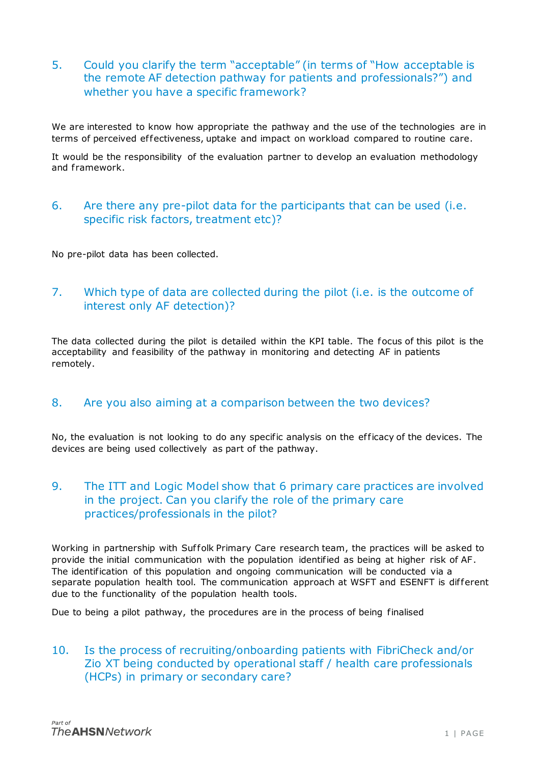## 5. Could you clarify the term "acceptable" (in terms of "How acceptable is the remote AF detection pathway for patients and professionals?") and whether you have a specific framework?

We are interested to know how appropriate the pathway and the use of the technologies are in terms of perceived effectiveness, uptake and impact on workload compared to routine care.

It would be the responsibility of the evaluation partner to develop an evaluation methodology and framework.

## 6. Are there any pre-pilot data for the participants that can be used (i.e. specific risk factors, treatment etc)?

No pre-pilot data has been collected.

## 7. Which type of data are collected during the pilot (i.e. is the outcome of interest only AF detection)?

The data collected during the pilot is detailed within the KPI table. The focus of this pilot is the acceptability and feasibility of the pathway in monitoring and detecting AF in patients remotely.

## 8. Are you also aiming at a comparison between the two devices?

No, the evaluation is not looking to do any specific analysis on the efficacy of the devices. The devices are being used collectively as part of the pathway.

## 9. The ITT and Logic Model show that 6 primary care practices are involved in the project. Can you clarify the role of the primary care practices/professionals in the pilot?

Working in partnership with Suffolk Primary Care research team, the practices will be asked to provide the initial communication with the population identified as being at higher risk of AF. The identification of this population and ongoing communication will be conducted via a separate population health tool. The communication approach at WSFT and ESENFT is different due to the functionality of the population health tools.

Due to being a pilot pathway, the procedures are in the process of being finalised

## 10. Is the process of recruiting/onboarding patients with FibriCheck and/or Zio XT being conducted by operational staff / health care professionals (HCPs) in primary or secondary care?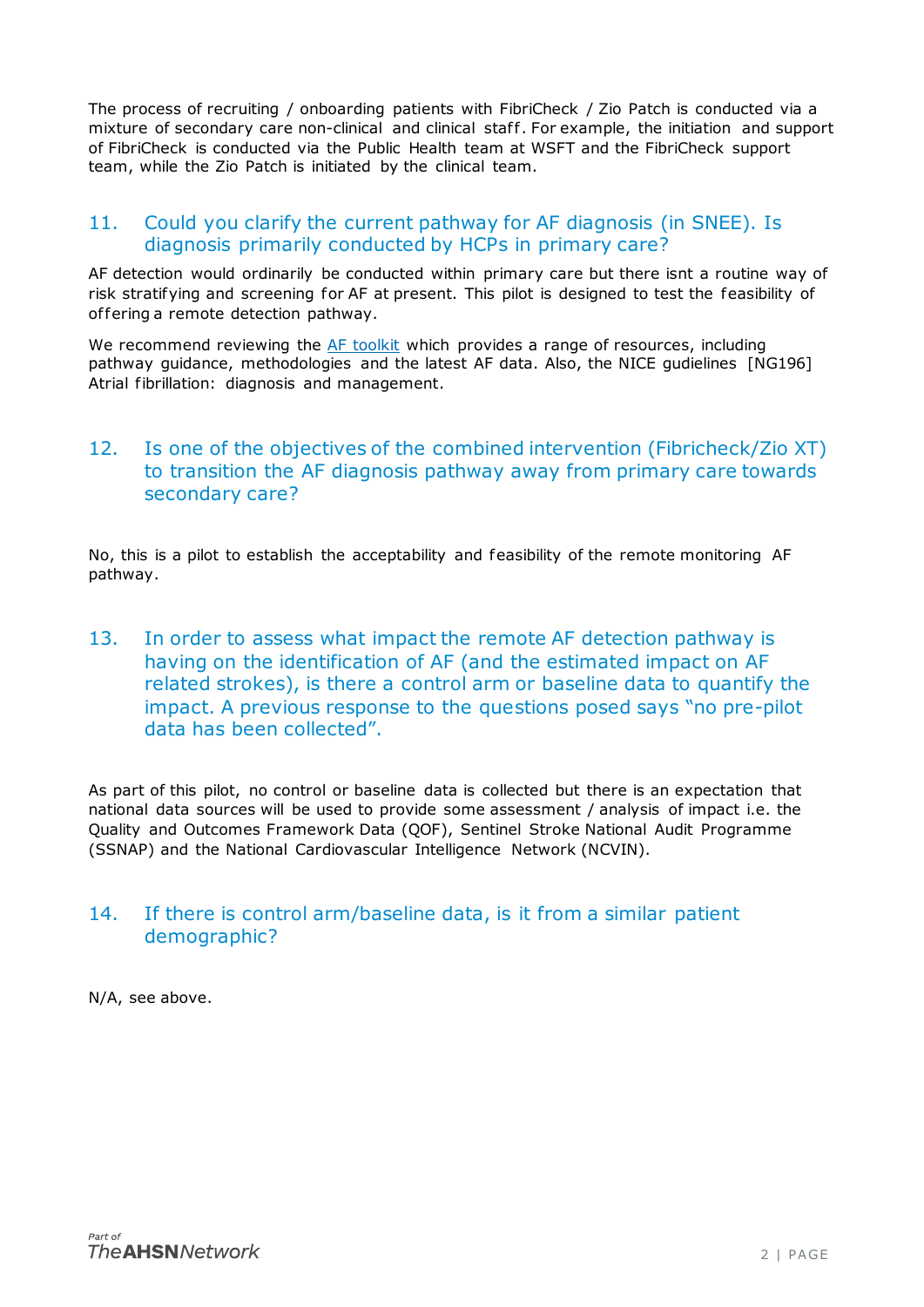The process of recruiting / onboarding patients with FibriCheck / Zio Patch is conducted via a mixture of secondary care non-clinical and clinical staff. For example, the initiation and support of FibriCheck is conducted via the Public Health team at WSFT and the FibriCheck support team, while the Zio Patch is initiated by the clinical team.

## 11. Could you clarify the current pathway for AF diagnosis (in SNEE). Is diagnosis primarily conducted by HCPs in primary care?

AF detection would ordinarily be conducted within primary care but there isnt a routine way of risk stratifying and screening for AF at present. This pilot is designed to test the feasibility of offering a remote detection pathway.

We recommend reviewing the [AF toolkit] which provides a range of resources, including pathway guidance, methodologies and the latest AF data. Also, the NICE gudielines [NG196] Atrial fibrillation: diagnosis and management.

## 12. Is one of the objectives of the combined intervention (Fibricheck/Zio XT) to transition the AF diagnosis pathway away from primary care towards secondary care?

No, this is a pilot to establish the acceptability and feasibility of the remote monitoring AF pathway.

## 13. In order to assess what impact the remote AF detection pathway is having on the identification of AF (and the estimated impact on AF related strokes), is there a control arm or baseline data to quantify the impact. A previous response to the questions posed says "no pre-pilot data has been collected".

As part of this pilot, no control or baseline data is collected but there is an expectation that national data sources will be used to provide some assessment / analysis of impact i.e. the Quality and Outcomes Framework Data (QOF), Sentinel Stroke National Audit Programme (SSNAP) and the National Cardiovascular Intelligence Network (NCVIN).

## 14. If there is control arm/baseline data, is it from a similar patient demographic?

N/A, see above.